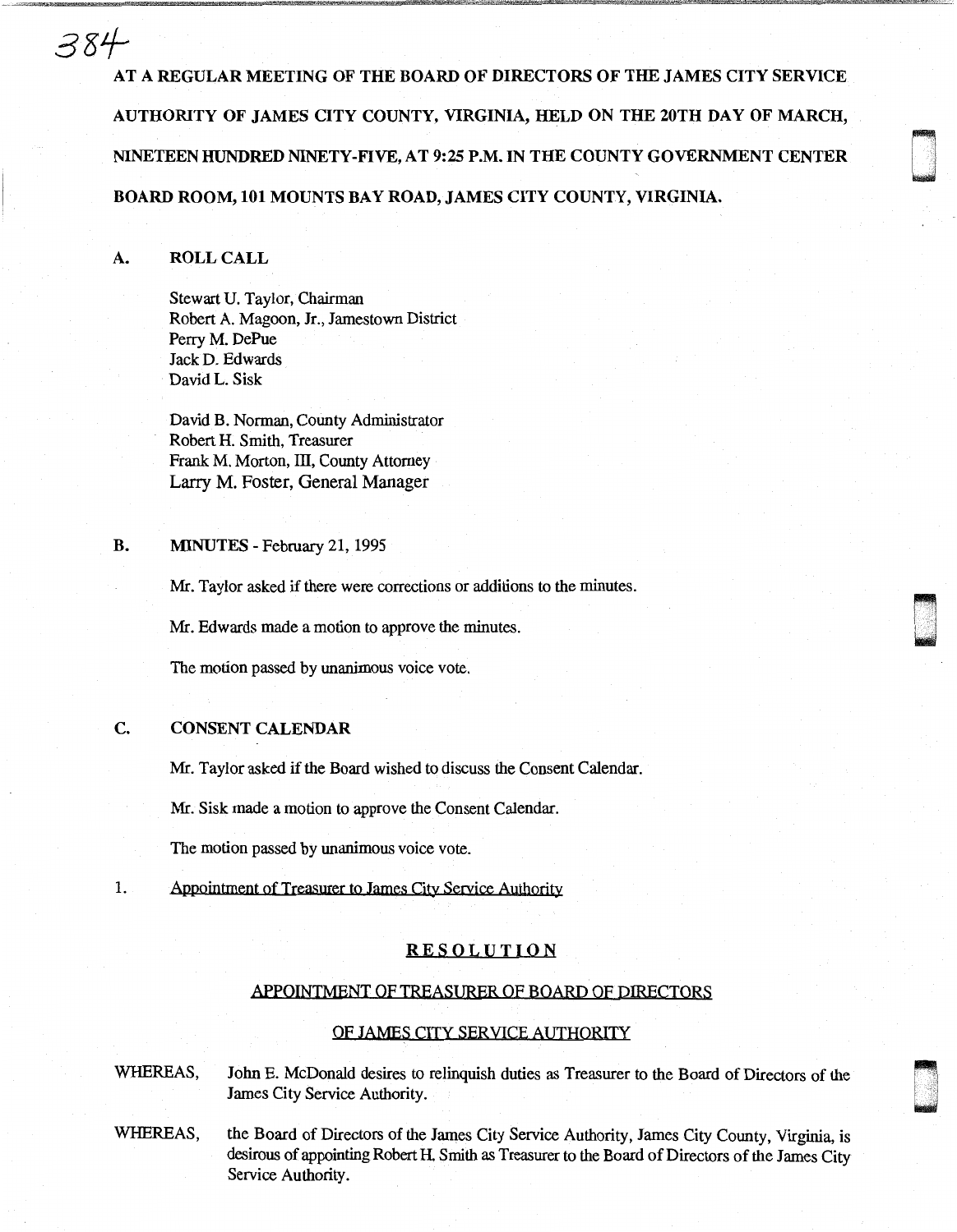AT A REGULAR MEETING OF THE BOARD OF DIRECTORS OF THE JAMES CITY SERVICE AUTHORITY OF JAMES CITY COUNTY, VIRGINIA, HELD ON THE 20TH DAY OF MARCH, NINETEEN HUNDRED NINETY-FIVE, AT 9:25 P.M. IN THE COUNTY GOVERNMENT CENTER BOARD ROOM, 101 MOUNTS BAY ROAD, JAMES CITY COUNTY, VIRGINIA.

## A. ROLL CALL

Stewart U. Taylor, Chairman
Robert A. Magoon, Jr., Jamestown District
Perry M. DePue
Jack D. Edwards
David L. Sisk

David B. Norman, County Administrator
Robert H. Smith, Treasurer
Frank M. Morton, III, County Attorney
Larry M. Foster, General Manager

## B. MINUTES - February 21, 1995

Mr. Taylor asked if there were corrections or additions to the minutes.

Mr. Edwards made a motion to approve the minutes.

The motion passed by unanimous voice vote.

## C. CONSENT CALENDAR

Mr. Taylor asked if the Board wished to discuss the Consent Calendar.

Mr. Sisk made a motion to approve the Consent Calendar.

The motion passed by unanimous voice vote.

1. Appointment of Treasurer to James City Service Authority

### RESOLUTION

### APPOINTMENT OF TREASURER OF BOARD OF DIRECTORS OF JAMES CITY SERVICE AUTHORITY

WHEREAS, John E. McDonald desires to relinquish duties as Treasurer to the Board of Directors of the James City Service Authority.

WHEREAS, the Board of Directors of the James City Service Authority, James City County, Virginia, is desirous of appointing Robert H. Smith as Treasurer to the Board of Directors of the James City Service Authority.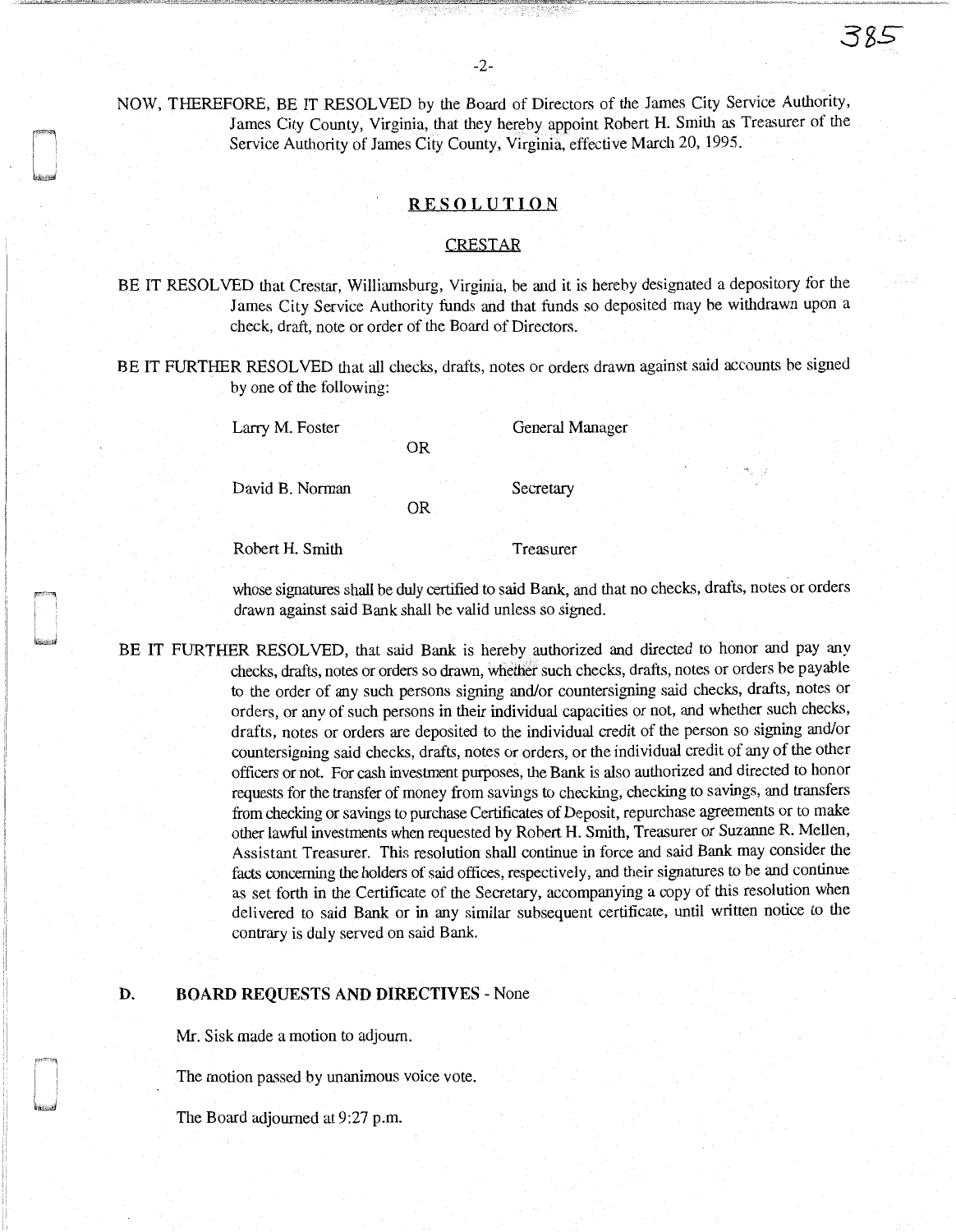NOW, THEREFORE, BE IT RESOLVED by the Board of Directors of the James City Service Authority, James City County, Virginia, that they hereby appoint Robert H. Smith as Treasurer of the Service Authority of James City County, Virginia, effective March 20, 1995.

## RESOLUTION

### CRESTAR

BE IT RESOLVED that Crestar, Williamsburg, Virginia, be and it is hereby designated a depository for the James City Service Authority funds and that funds so deposited may be withdrawn upon a check, draft, note or order of the Board of Directors.

BE IT FURTHER RESOLVED that all checks, drafts, notes or orders drawn against said accounts be signed by one of the following:

Larry M. Foster — General Manager

OR

David B. Norman — Secretary

OR

Robert H. Smith — Treasurer

whose signatures shall be duly certified to said Bank, and that no checks, drafts, notes or orders drawn against said Bank shall be valid unless so signed.

BE IT FURTHER RESOLVED, that said Bank is hereby authorized and directed to honor and pay any checks, drafts, notes or orders so drawn, whether such checks, drafts, notes or orders be payable to the order of any such persons signing and/or countersigning said checks, drafts, notes or orders, or any of such persons in their individual capacities or not, and whether such checks, drafts, notes or orders are deposited to the individual credit of the person so signing and/or countersigning said checks, drafts, notes or orders, or the individual credit of any of the other officers or not. For cash investment purposes, the Bank is also authorized and directed to honor requests for the transfer of money from savings to checking, checking to savings, and transfers from checking or savings to purchase Certificates of Deposit, repurchase agreements or to make other lawful investments when requested by Robert H. Smith, Treasurer or Suzanne R. Mellen, Assistant Treasurer. This resolution shall continue in force and said Bank may consider the facts concerning the holders of said offices, respectively, and their signatures to be and continue as set forth in the Certificate of the Secretary, accompanying a copy of this resolution when delivered to said Bank or in any similar subsequent certificate, until written notice to the contrary is duly served on said Bank.

**D. BOARD REQUESTS AND DIRECTIVES** - None

Mr. Sisk made a motion to adjourn.

The motion passed by unanimous voice vote.

The Board adjourned at 9:27 p.m.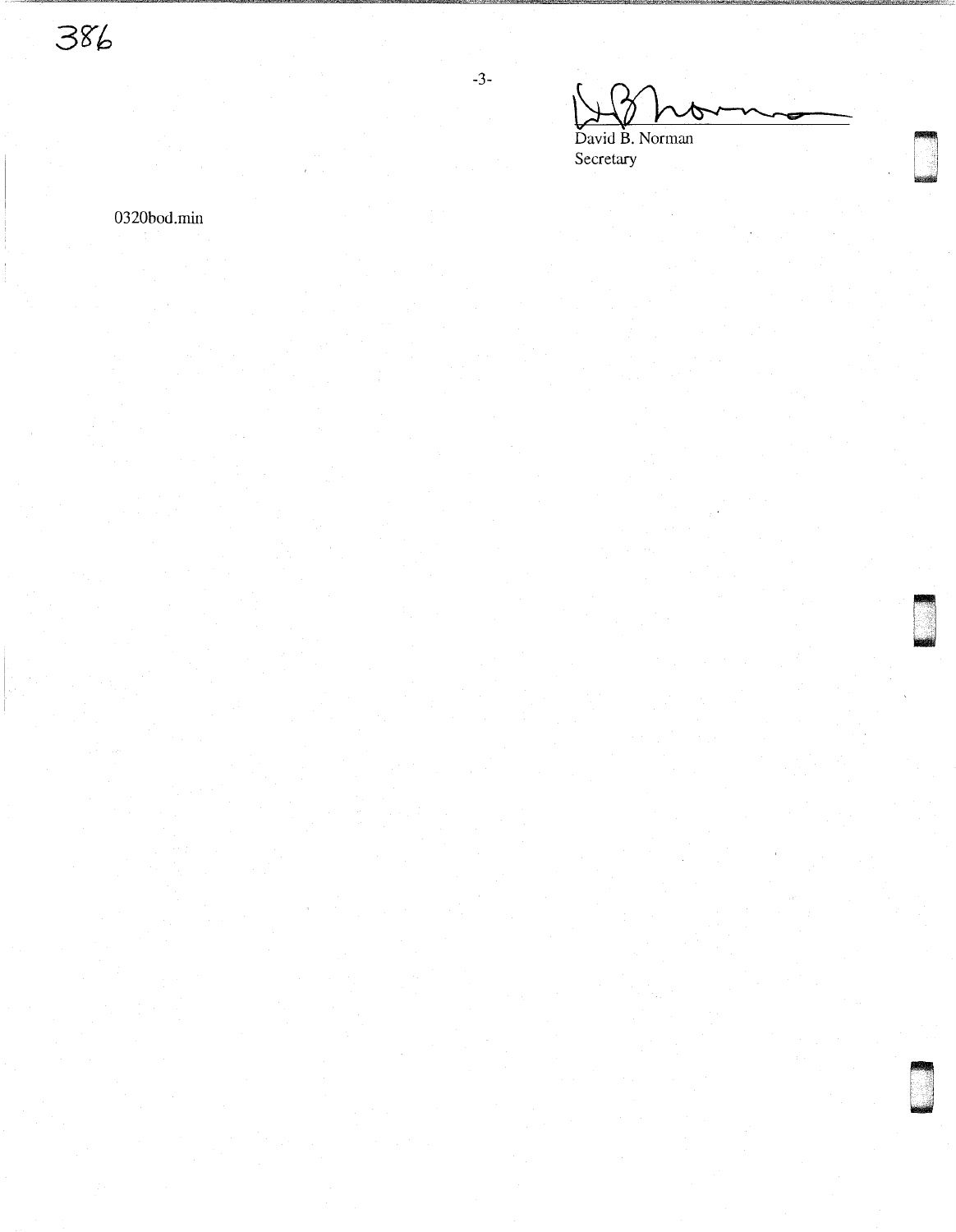386

David B. Norman
Secretary

0320bod.min